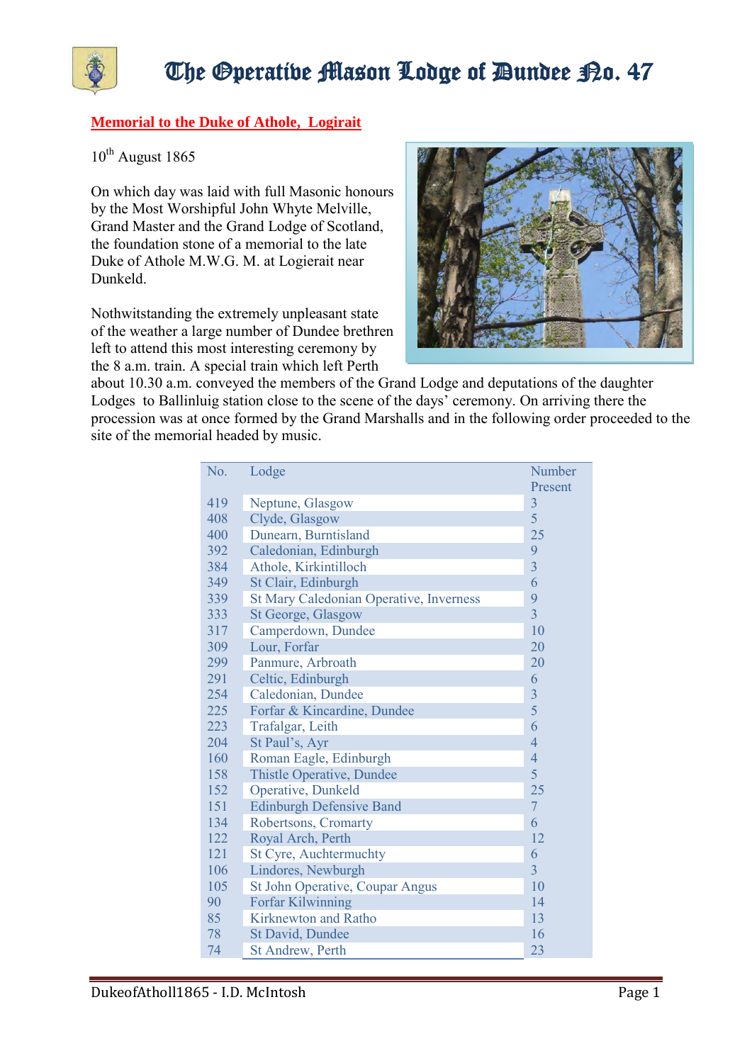# The Operative Mason Lodge of Dundee No. 47

## Memorial to the Duke of Athole, Logirait

10th August 1865

On which day was laid with full Masonic honours by the Most Worshipful John Whyte Melville, Grand Master and the Grand Lodge of Scotland, the foundation stone of a memorial to the late Duke of Athole M.W.G. M. at Logierait near Dunkeld.

Nothwitstanding the extremely unpleasant state of the weather a large number of Dundee brethren left to attend this most interesting ceremony by the 8 a.m. train. A special train which left Perth about 10.30 a.m. conveyed the members of the Grand Lodge and deputations of the daughter Lodges to Ballinluig station close to the scene of the days' ceremony. On arriving there the procession was at once formed by the Grand Marshalls and in the following order proceeded to the site of the memorial headed by music.

| No. | Lodge | Number Present |
|---|---|---|
| 419 | Neptune, Glasgow | 3 |
| 408 | Clyde, Glasgow | 5 |
| 400 | Dunearn, Burntisland | 25 |
| 392 | Caledonian, Edinburgh | 9 |
| 384 | Athole, Kirkintilloch | 3 |
| 349 | St Clair, Edinburgh | 6 |
| 339 | St Mary Caledonian Operative, Inverness | 9 |
| 333 | St George, Glasgow | 3 |
| 317 | Camperdown, Dundee | 10 |
| 309 | Lour, Forfar | 20 |
| 299 | Panmure, Arbroath | 20 |
| 291 | Celtic, Edinburgh | 6 |
| 254 | Caledonian, Dundee | 3 |
| 225 | Forfar & Kincardine, Dundee | 5 |
| 223 | Trafalgar, Leith | 6 |
| 204 | St Paul's, Ayr | 4 |
| 160 | Roman Eagle, Edinburgh | 4 |
| 158 | Thistle Operative, Dundee | 5 |
| 152 | Operative, Dunkeld | 25 |
| 151 | Edinburgh Defensive Band | 7 |
| 134 | Robertsons, Cromarty | 6 |
| 122 | Royal Arch, Perth | 12 |
| 121 | St Cyre, Auchtermuchty | 6 |
| 106 | Lindores, Newburgh | 3 |
| 105 | St John Operative, Coupar Angus | 10 |
| 90 | Forfar Kilwinning | 14 |
| 85 | Kirknewton and Ratho | 13 |
| 78 | St David, Dundee | 16 |
| 74 | St Andrew, Perth | 23 |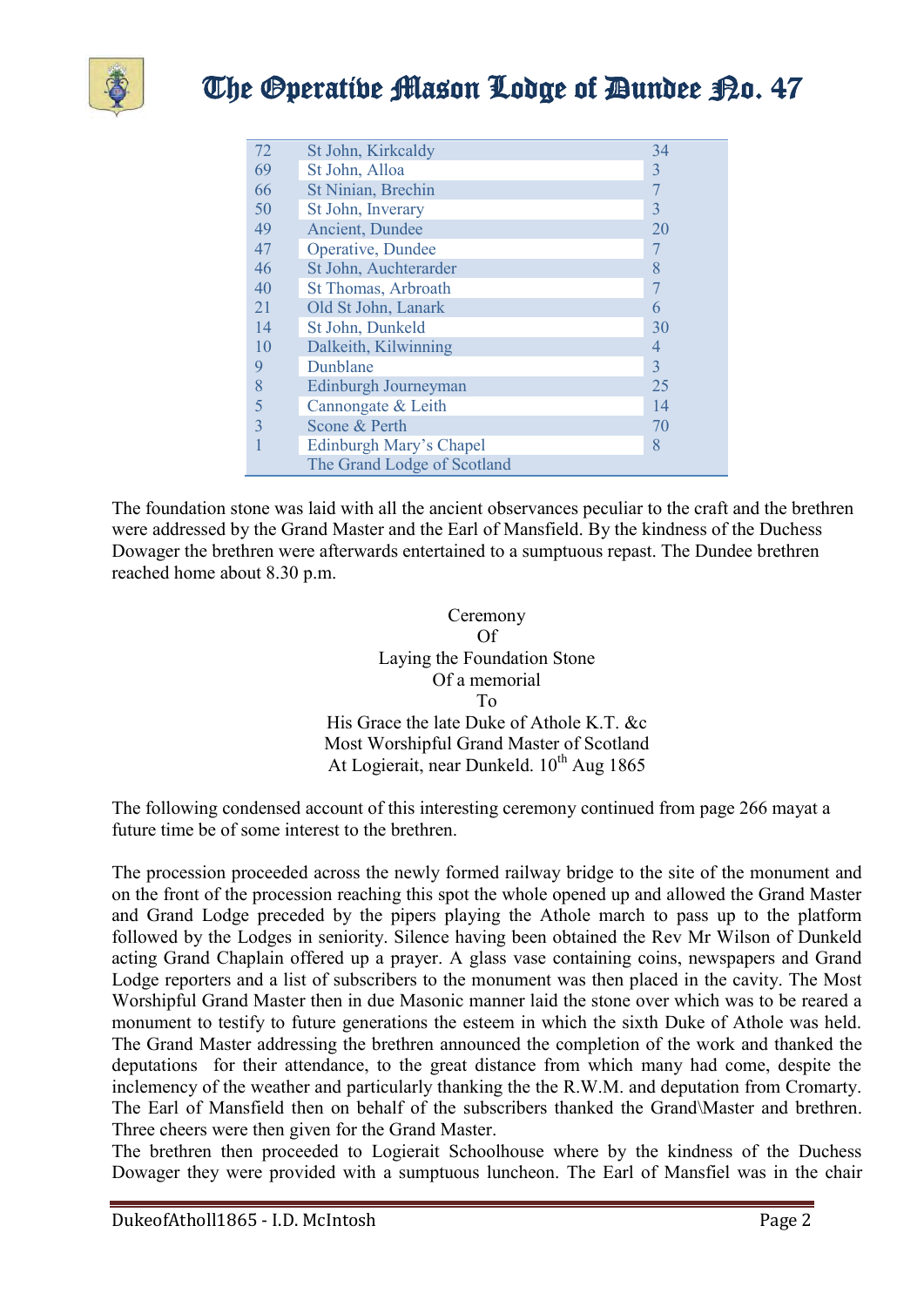| | | |
|---|---|---|
| 72 | St John, Kirkcaldy | 34 |
| 69 | St John, Alloa | 3 |
| 66 | St Ninian, Brechin | 7 |
| 50 | St John, Inverary | 3 |
| 49 | Ancient, Dundee | 20 |
| 47 | Operative, Dundee | 7 |
| 46 | St John, Auchterarder | 8 |
| 40 | St Thomas, Arbroath | 7 |
| 21 | Old St John, Lanark | 6 |
| 14 | St John, Dunkeld | 30 |
| 10 | Dalkeith, Kilwinning | 4 |
| 9 | Dunblane | 3 |
| 8 | Edinburgh Journeyman | 25 |
| 5 | Cannongate & Leith | 14 |
| 3 | Scone & Perth | 70 |
| 1 | Edinburgh Mary's Chapel | 8 |
| | The Grand Lodge of Scotland | |

The foundation stone was laid with all the ancient observances peculiar to the craft and the brethren were addressed by the Grand Master and the Earl of Mansfield. By the kindness of the Duchess Dowager the brethren were afterwards entertained to a sumptuous repast. The Dundee brethren reached home about 8.30 p.m.

Ceremony
Of
Laying the Foundation Stone
Of a memorial
To
His Grace the late Duke of Athole K.T. &c
Most Worshipful Grand Master of Scotland
At Logierait, near Dunkeld. 10th Aug 1865

The following condensed account of this interesting ceremony continued from page 266 mayat a future time be of some interest to the brethren.

The procession proceeded across the newly formed railway bridge to the site of the monument and on the front of the procession reaching this spot the whole opened up and allowed the Grand Master and Grand Lodge preceded by the pipers playing the Athole march to pass up to the platform followed by the Lodges in seniority. Silence having been obtained the Rev Mr Wilson of Dunkeld acting Grand Chaplain offered up a prayer. A glass vase containing coins, newspapers and Grand Lodge reporters and a list of subscribers to the monument was then placed in the cavity. The Most Worshipful Grand Master then in due Masonic manner laid the stone over which was to be reared a monument to testify to future generations the esteem in which the sixth Duke of Athole was held. The Grand Master addressing the brethren announced the completion of the work and thanked the deputations for their attendance, to the great distance from which many had come, despite the inclemency of the weather and particularly thanking the the R.W.M. and deputation from Cromarty. The Earl of Mansfield then on behalf of the subscribers thanked the Grand\Master and brethren. Three cheers were then given for the Grand Master.
The brethren then proceeded to Logierait Schoolhouse where by the kindness of the Duchess Dowager they were provided with a sumptuous luncheon. The Earl of Mansfiel was in the chair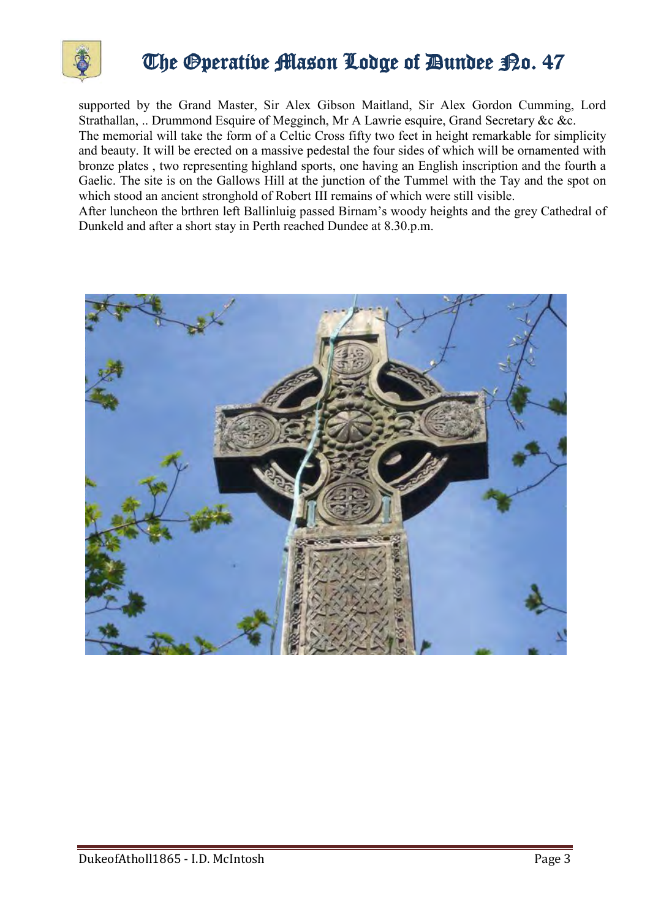supported by the Grand Master, Sir Alex Gibson Maitland, Sir Alex Gordon Cumming, Lord Strathallan, .. Drummond Esquire of Megginch, Mr A Lawrie esquire, Grand Secretary &c &c.
The memorial will take the form of a Celtic Cross fifty two feet in height remarkable for simplicity and beauty. It will be erected on a massive pedestal the four sides of which will be ornamented with bronze plates , two representing highland sports, one having an English inscription and the fourth a Gaelic. The site is on the Gallows Hill at the junction of the Tummel with the Tay and the spot on which stood an ancient stronghold of Robert III remains of which were still visible.
After luncheon the brthren left Ballinluig passed Birnam's woody heights and the grey Cathedral of Dunkeld and after a short stay in Perth reached Dundee at 8.30.p.m.